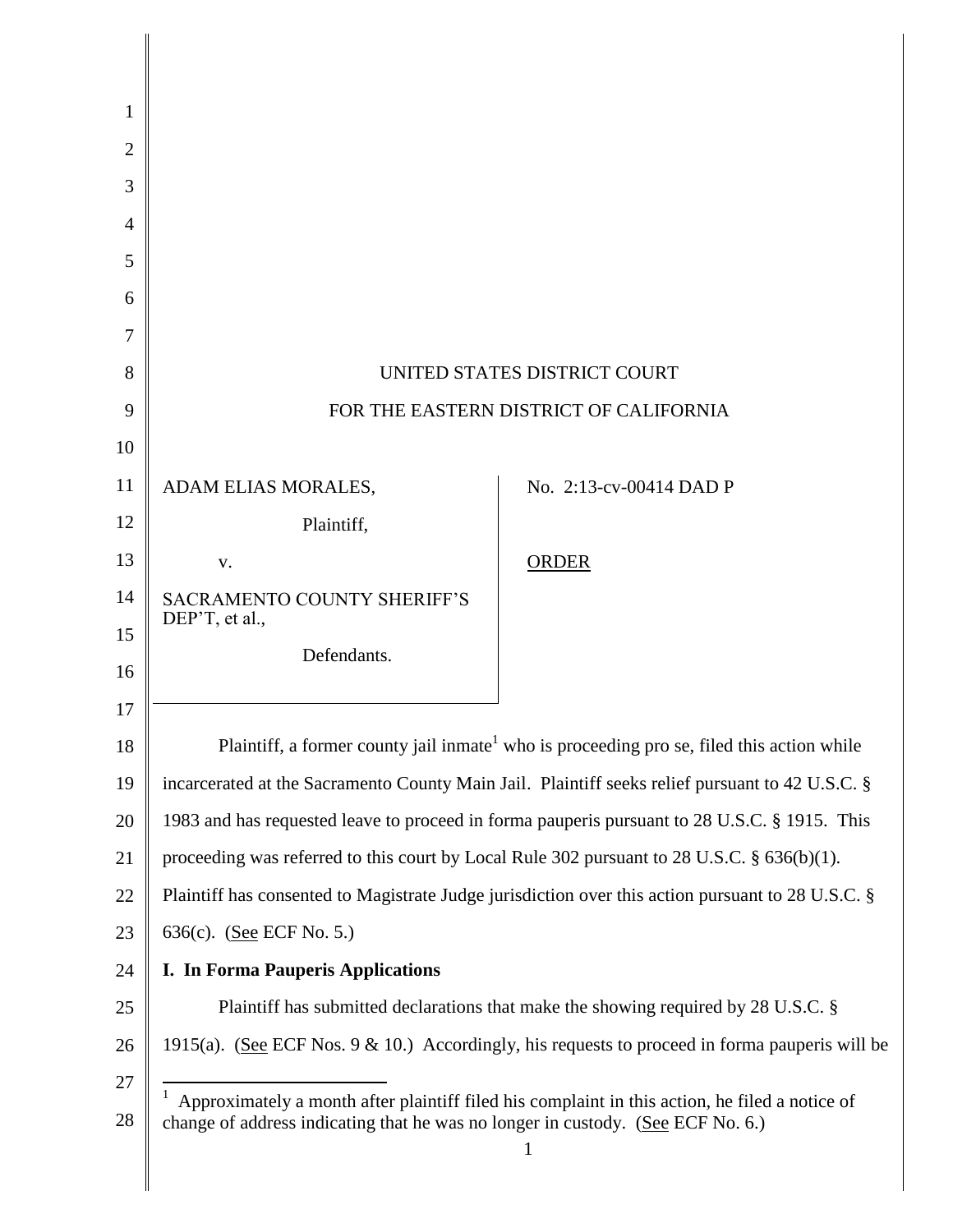UNITED STATES DISTRICT COURT

FOR THE EASTERN DISTRICT OF CALIFORNIA

| | |
|---|---|
| ADAM ELIAS MORALES, Plaintiff, v. SACRAMENTO COUNTY SHERIFF'S DEP'T, et al., Defendants. | No. 2:13-cv-00414 DAD P <br> ORDER |

Plaintiff, a former county jail inmate[1] who is proceeding pro se, filed this action while incarcerated at the Sacramento County Main Jail. Plaintiff seeks relief pursuant to 42 U.S.C. § 1983 and has requested leave to proceed in forma pauperis pursuant to 28 U.S.C. § 1915. This proceeding was referred to this court by Local Rule 302 pursuant to 28 U.S.C. § 636(b)(1). Plaintiff has consented to Magistrate Judge jurisdiction over this action pursuant to 28 U.S.C. § 636(c). (See ECF No. 5.)

**I. In Forma Pauperis Applications**

Plaintiff has submitted declarations that make the showing required by 28 U.S.C. § 1915(a). (See ECF Nos. 9 & 10.) Accordingly, his requests to proceed in forma pauperis will be

[1] Approximately a month after plaintiff filed his complaint in this action, he filed a notice of change of address indicating that he was no longer in custody. (See ECF No. 6.)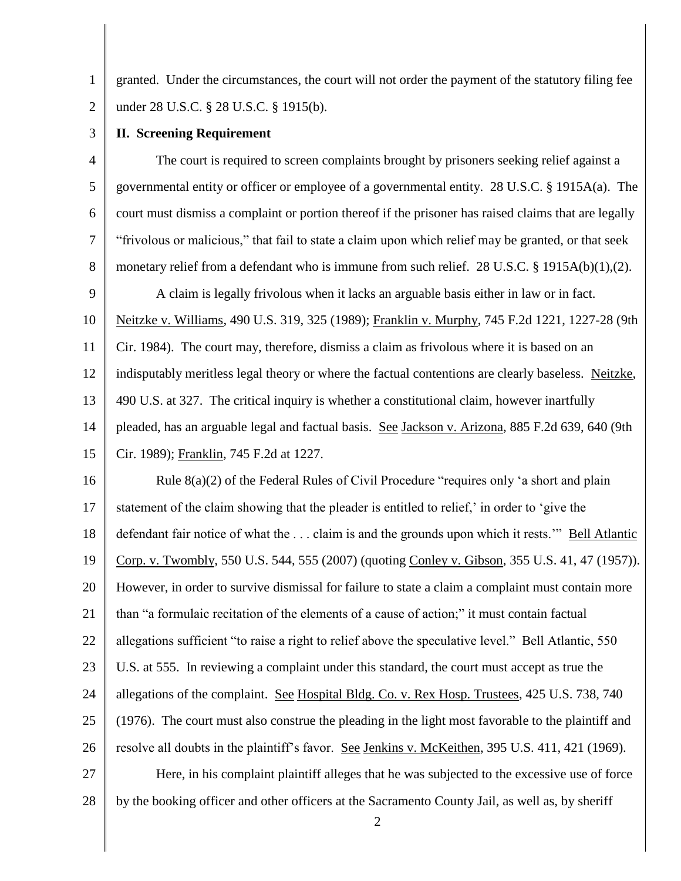granted. Under the circumstances, the court will not order the payment of the statutory filing fee under 28 U.S.C. § 28 U.S.C. § 1915(b).

**II. Screening Requirement**

The court is required to screen complaints brought by prisoners seeking relief against a governmental entity or officer or employee of a governmental entity. 28 U.S.C. § 1915A(a). The court must dismiss a complaint or portion thereof if the prisoner has raised claims that are legally "frivolous or malicious," that fail to state a claim upon which relief may be granted, or that seek monetary relief from a defendant who is immune from such relief. 28 U.S.C. § 1915A(b)(1),(2).

A claim is legally frivolous when it lacks an arguable basis either in law or in fact. Neitzke v. Williams, 490 U.S. 319, 325 (1989); Franklin v. Murphy, 745 F.2d 1221, 1227-28 (9th Cir. 1984). The court may, therefore, dismiss a claim as frivolous where it is based on an indisputably meritless legal theory or where the factual contentions are clearly baseless. Neitzke, 490 U.S. at 327. The critical inquiry is whether a constitutional claim, however inartfully pleaded, has an arguable legal and factual basis. See Jackson v. Arizona, 885 F.2d 639, 640 (9th Cir. 1989); Franklin, 745 F.2d at 1227.

Rule 8(a)(2) of the Federal Rules of Civil Procedure "requires only 'a short and plain statement of the claim showing that the pleader is entitled to relief,' in order to 'give the defendant fair notice of what the . . . claim is and the grounds upon which it rests.'" Bell Atlantic Corp. v. Twombly, 550 U.S. 544, 555 (2007) (quoting Conley v. Gibson, 355 U.S. 41, 47 (1957)). However, in order to survive dismissal for failure to state a claim a complaint must contain more than "a formulaic recitation of the elements of a cause of action;" it must contain factual allegations sufficient "to raise a right to relief above the speculative level." Bell Atlantic, 550 U.S. at 555. In reviewing a complaint under this standard, the court must accept as true the allegations of the complaint. See Hospital Bldg. Co. v. Rex Hosp. Trustees, 425 U.S. 738, 740 (1976). The court must also construe the pleading in the light most favorable to the plaintiff and resolve all doubts in the plaintiff's favor. See Jenkins v. McKeithen, 395 U.S. 411, 421 (1969).

Here, in his complaint plaintiff alleges that he was subjected to the excessive use of force by the booking officer and other officers at the Sacramento County Jail, as well as, by sheriff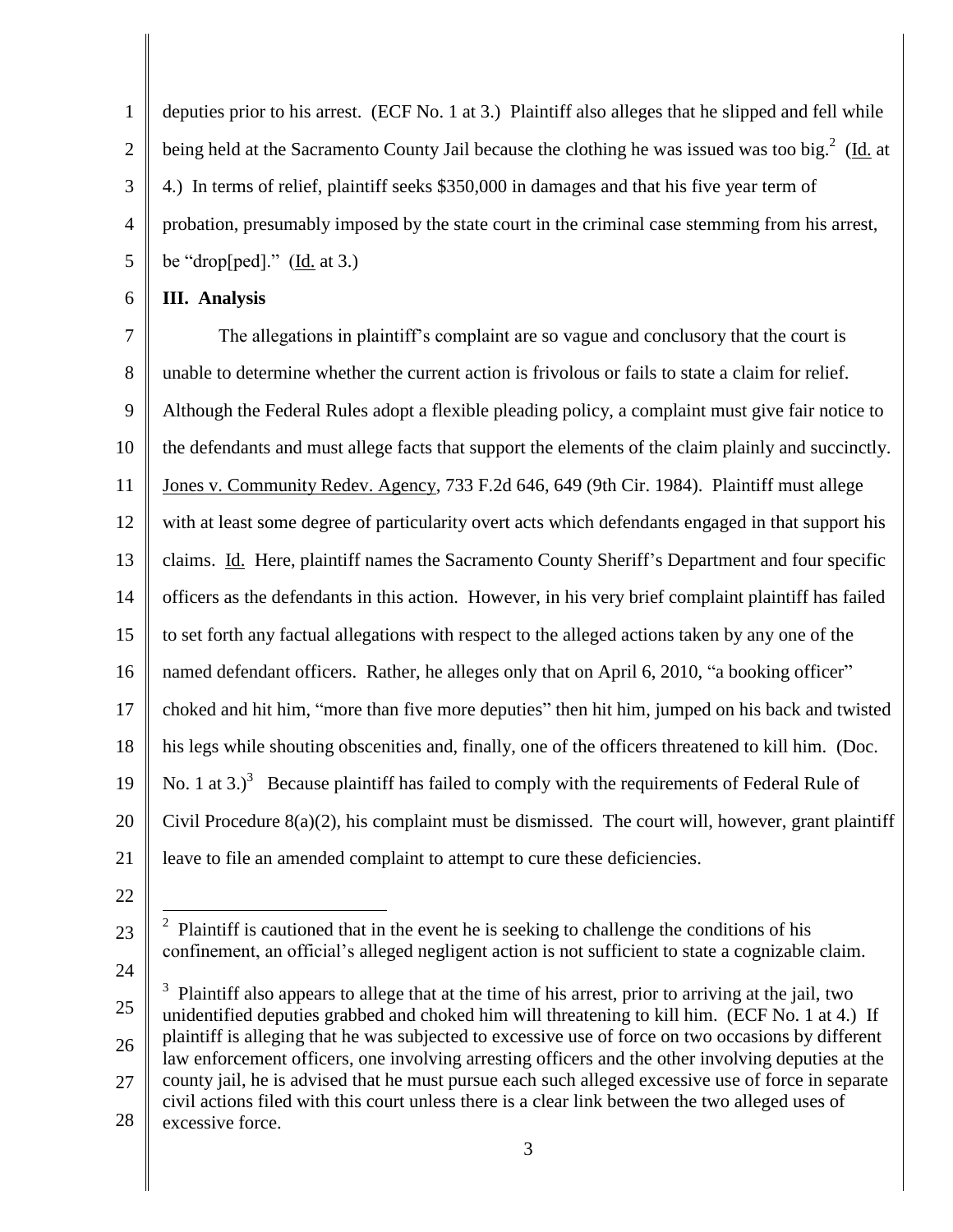deputies prior to his arrest. (ECF No. 1 at 3.) Plaintiff also alleges that he slipped and fell while being held at the Sacramento County Jail because the clothing he was issued was too big.[2] (Id. at 4.) In terms of relief, plaintiff seeks $350,000 in damages and that his five year term of probation, presumably imposed by the state court in the criminal case stemming from his arrest, be "drop[ped]." (Id. at 3.)

**III. Analysis**

The allegations in plaintiff's complaint are so vague and conclusory that the court is unable to determine whether the current action is frivolous or fails to state a claim for relief. Although the Federal Rules adopt a flexible pleading policy, a complaint must give fair notice to the defendants and must allege facts that support the elements of the claim plainly and succinctly. Jones v. Community Redev. Agency, 733 F.2d 646, 649 (9th Cir. 1984). Plaintiff must allege with at least some degree of particularity overt acts which defendants engaged in that support his claims. Id. Here, plaintiff names the Sacramento County Sheriff's Department and four specific officers as the defendants in this action. However, in his very brief complaint plaintiff has failed to set forth any factual allegations with respect to the alleged actions taken by any one of the named defendant officers. Rather, he alleges only that on April 6, 2010, "a booking officer" choked and hit him, "more than five more deputies" then hit him, jumped on his back and twisted his legs while shouting obscenities and, finally, one of the officers threatened to kill him. (Doc. No. 1 at 3.)[3] Because plaintiff has failed to comply with the requirements of Federal Rule of Civil Procedure 8(a)(2), his complaint must be dismissed. The court will, however, grant plaintiff leave to file an amended complaint to attempt to cure these deficiencies.

---

[2] Plaintiff is cautioned that in the event he is seeking to challenge the conditions of his confinement, an official's alleged negligent action is not sufficient to state a cognizable claim.

[3] Plaintiff also appears to allege that at the time of his arrest, prior to arriving at the jail, two unidentified deputies grabbed and choked him will threatening to kill him. (ECF No. 1 at 4.) If plaintiff is alleging that he was subjected to excessive use of force on two occasions by different law enforcement officers, one involving arresting officers and the other involving deputies at the county jail, he is advised that he must pursue each such alleged excessive use of force in separate civil actions filed with this court unless there is a clear link between the two alleged uses of excessive force.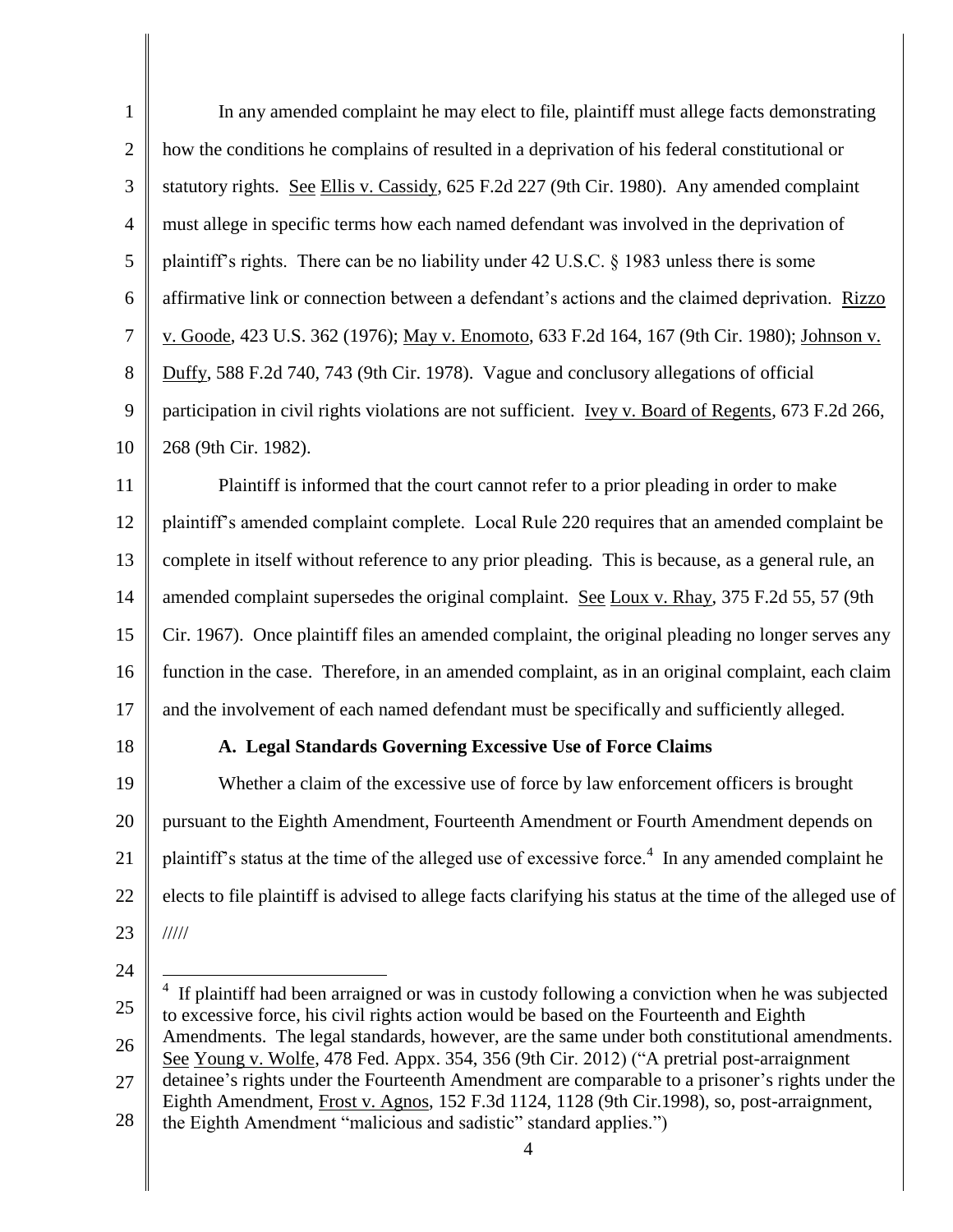In any amended complaint he may elect to file, plaintiff must allege facts demonstrating how the conditions he complains of resulted in a deprivation of his federal constitutional or statutory rights. See Ellis v. Cassidy, 625 F.2d 227 (9th Cir. 1980). Any amended complaint must allege in specific terms how each named defendant was involved in the deprivation of plaintiff's rights. There can be no liability under 42 U.S.C. § 1983 unless there is some affirmative link or connection between a defendant's actions and the claimed deprivation. Rizzo v. Goode, 423 U.S. 362 (1976); May v. Enomoto, 633 F.2d 164, 167 (9th Cir. 1980); Johnson v. Duffy, 588 F.2d 740, 743 (9th Cir. 1978). Vague and conclusory allegations of official participation in civil rights violations are not sufficient. Ivey v. Board of Regents, 673 F.2d 266, 268 (9th Cir. 1982).

Plaintiff is informed that the court cannot refer to a prior pleading in order to make plaintiff's amended complaint complete. Local Rule 220 requires that an amended complaint be complete in itself without reference to any prior pleading. This is because, as a general rule, an amended complaint supersedes the original complaint. See Loux v. Rhay, 375 F.2d 55, 57 (9th Cir. 1967). Once plaintiff files an amended complaint, the original pleading no longer serves any function in the case. Therefore, in an amended complaint, as in an original complaint, each claim and the involvement of each named defendant must be specifically and sufficiently alleged.

### A. Legal Standards Governing Excessive Use of Force Claims

Whether a claim of the excessive use of force by law enforcement officers is brought pursuant to the Eighth Amendment, Fourteenth Amendment or Fourth Amendment depends on plaintiff's status at the time of the alleged use of excessive force.[4] In any amended complaint he elects to file plaintiff is advised to allege facts clarifying his status at the time of the alleged use of

/////

[4] If plaintiff had been arraigned or was in custody following a conviction when he was subjected to excessive force, his civil rights action would be based on the Fourteenth and Eighth Amendments. The legal standards, however, are the same under both constitutional amendments. See Young v. Wolfe, 478 Fed. Appx. 354, 356 (9th Cir. 2012) ("A pretrial post-arraignment detainee's rights under the Fourteenth Amendment are comparable to a prisoner's rights under the Eighth Amendment, Frost v. Agnos, 152 F.3d 1124, 1128 (9th Cir.1998), so, post-arraignment, the Eighth Amendment "malicious and sadistic" standard applies.")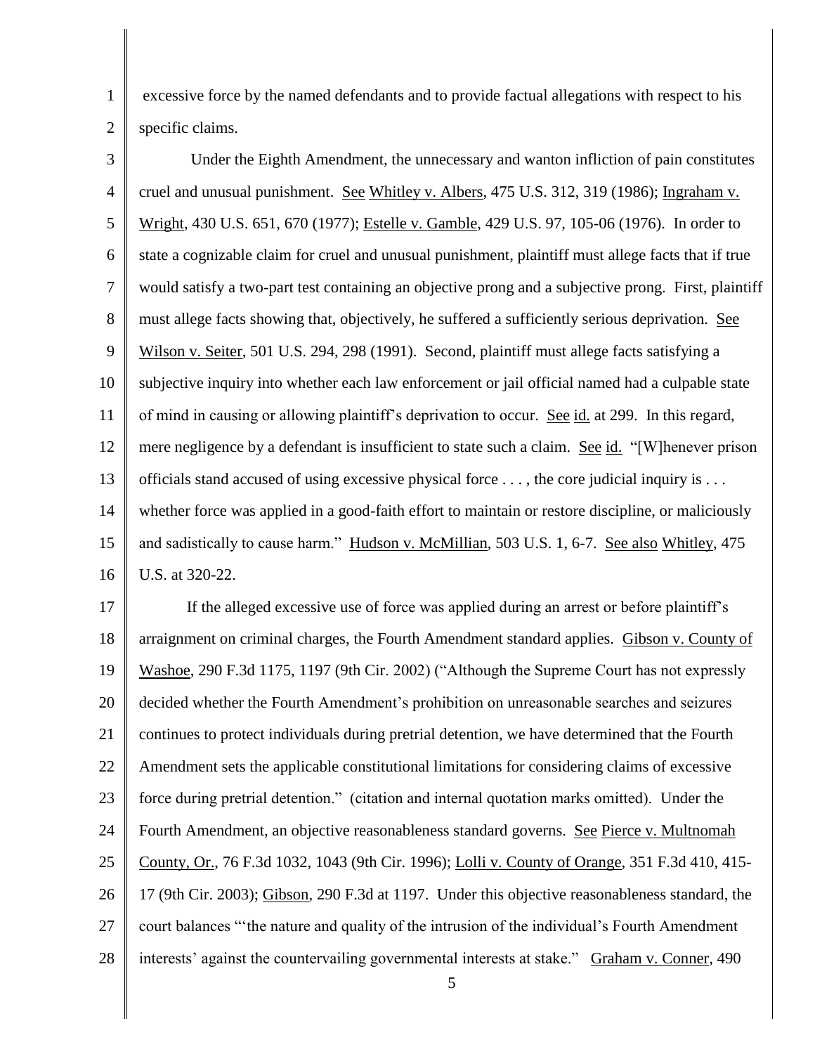excessive force by the named defendants and to provide factual allegations with respect to his specific claims.

Under the Eighth Amendment, the unnecessary and wanton infliction of pain constitutes cruel and unusual punishment. See Whitley v. Albers, 475 U.S. 312, 319 (1986); Ingraham v. Wright, 430 U.S. 651, 670 (1977); Estelle v. Gamble, 429 U.S. 97, 105-06 (1976). In order to state a cognizable claim for cruel and unusual punishment, plaintiff must allege facts that if true would satisfy a two-part test containing an objective prong and a subjective prong. First, plaintiff must allege facts showing that, objectively, he suffered a sufficiently serious deprivation. See Wilson v. Seiter, 501 U.S. 294, 298 (1991). Second, plaintiff must allege facts satisfying a subjective inquiry into whether each law enforcement or jail official named had a culpable state of mind in causing or allowing plaintiff's deprivation to occur. See id. at 299. In this regard, mere negligence by a defendant is insufficient to state such a claim. See id. "[W]henever prison officials stand accused of using excessive physical force . . . , the core judicial inquiry is . . . whether force was applied in a good-faith effort to maintain or restore discipline, or maliciously and sadistically to cause harm." Hudson v. McMillian, 503 U.S. 1, 6-7. See also Whitley, 475 U.S. at 320-22.

If the alleged excessive use of force was applied during an arrest or before plaintiff's arraignment on criminal charges, the Fourth Amendment standard applies. Gibson v. County of Washoe, 290 F.3d 1175, 1197 (9th Cir. 2002) ("Although the Supreme Court has not expressly decided whether the Fourth Amendment's prohibition on unreasonable searches and seizures continues to protect individuals during pretrial detention, we have determined that the Fourth Amendment sets the applicable constitutional limitations for considering claims of excessive force during pretrial detention." (citation and internal quotation marks omitted). Under the Fourth Amendment, an objective reasonableness standard governs. See Pierce v. Multnomah County, Or., 76 F.3d 1032, 1043 (9th Cir. 1996); Lolli v. County of Orange, 351 F.3d 410, 415-17 (9th Cir. 2003); Gibson, 290 F.3d at 1197. Under this objective reasonableness standard, the court balances "'the nature and quality of the intrusion of the individual's Fourth Amendment interests' against the countervailing governmental interests at stake." Graham v. Conner, 490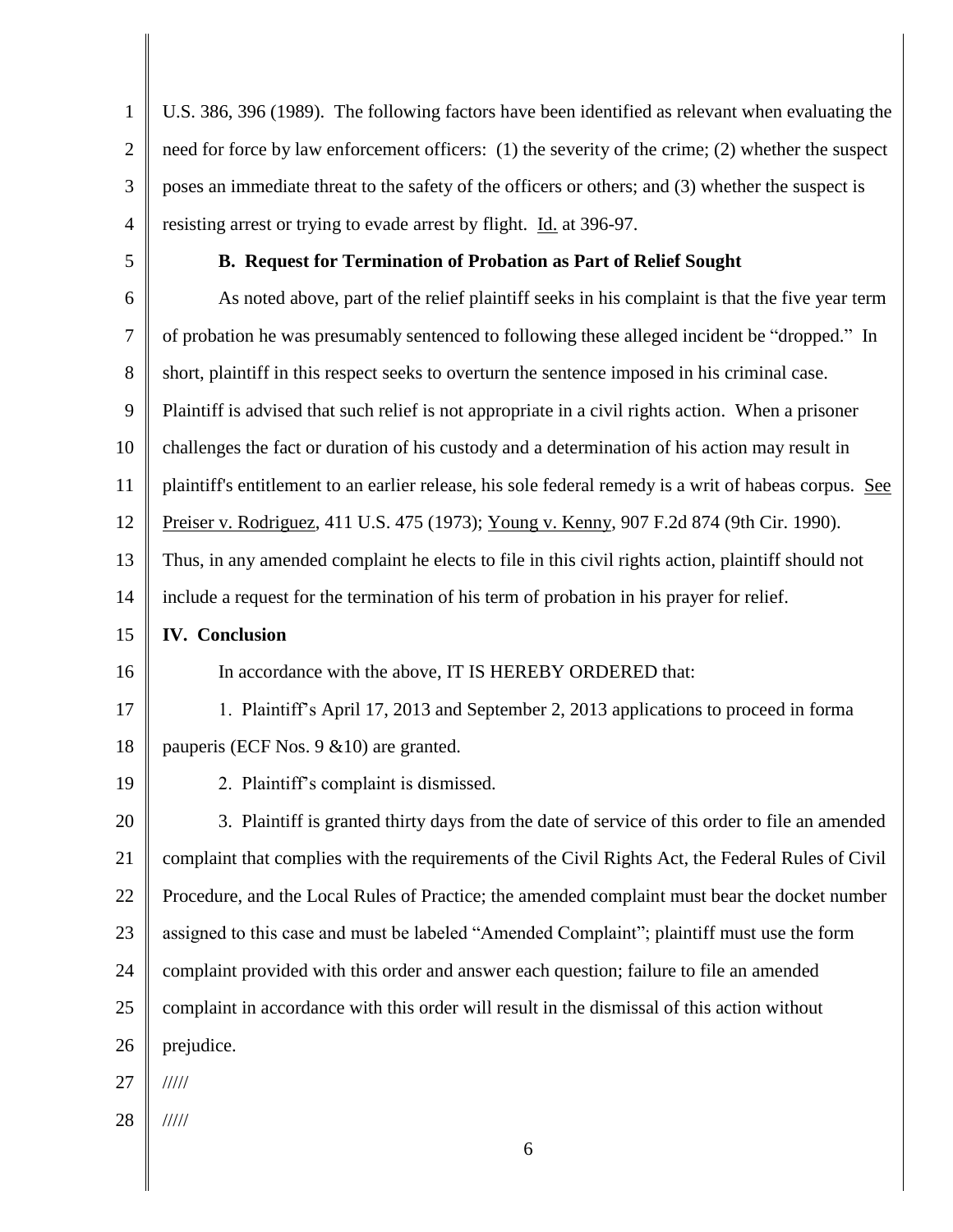U.S. 386, 396 (1989). The following factors have been identified as relevant when evaluating the need for force by law enforcement officers: (1) the severity of the crime; (2) whether the suspect poses an immediate threat to the safety of the officers or others; and (3) whether the suspect is resisting arrest or trying to evade arrest by flight. Id. at 396-97.

### B. Request for Termination of Probation as Part of Relief Sought

As noted above, part of the relief plaintiff seeks in his complaint is that the five year term of probation he was presumably sentenced to following these alleged incident be "dropped." In short, plaintiff in this respect seeks to overturn the sentence imposed in his criminal case. Plaintiff is advised that such relief is not appropriate in a civil rights action. When a prisoner challenges the fact or duration of his custody and a determination of his action may result in plaintiff's entitlement to an earlier release, his sole federal remedy is a writ of habeas corpus. See Preiser v. Rodriguez, 411 U.S. 475 (1973); Young v. Kenny, 907 F.2d 874 (9th Cir. 1990). Thus, in any amended complaint he elects to file in this civil rights action, plaintiff should not include a request for the termination of his term of probation in his prayer for relief.

## IV. Conclusion

In accordance with the above, IT IS HEREBY ORDERED that:

1. Plaintiff's April 17, 2013 and September 2, 2013 applications to proceed in forma pauperis (ECF Nos. 9 &10) are granted.

2. Plaintiff's complaint is dismissed.

3. Plaintiff is granted thirty days from the date of service of this order to file an amended complaint that complies with the requirements of the Civil Rights Act, the Federal Rules of Civil Procedure, and the Local Rules of Practice; the amended complaint must bear the docket number assigned to this case and must be labeled "Amended Complaint"; plaintiff must use the form complaint provided with this order and answer each question; failure to file an amended complaint in accordance with this order will result in the dismissal of this action without prejudice.

/////

/////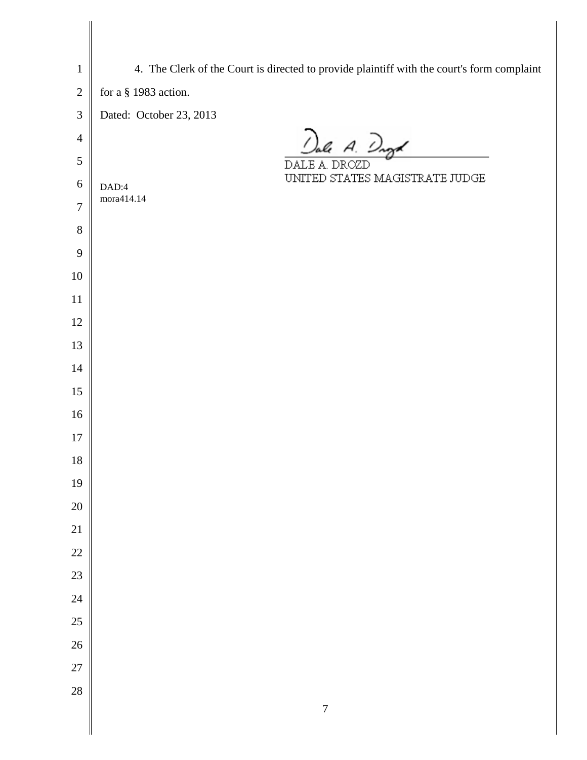4. The Clerk of the Court is directed to provide plaintiff with the court's form complaint for a § 1983 action.

Dated: October 23, 2013

DALE A. DROZD
UNITED STATES MAGISTRATE JUDGE

DAD:4
mora414.14